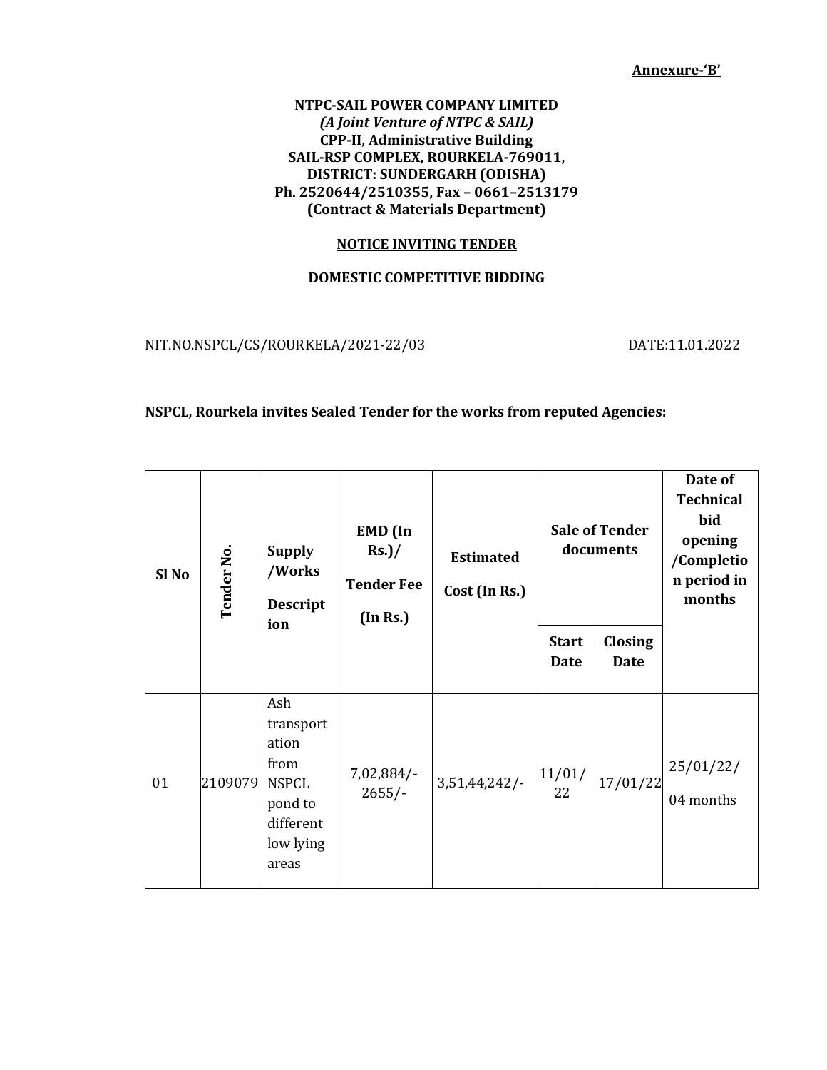**Annexure-'B'**

**NTPC-SAIL POWER COMPANY LIMITED**
***(A Joint Venture of NTPC & SAIL)***
**CPP-II, Administrative Building**
**SAIL-RSP COMPLEX, ROURKELA-769011,**
**DISTRICT: SUNDERGARH (ODISHA)**
**Ph. 2520644/2510355, Fax – 0661–2513179**
**(Contract & Materials Department)**

**NOTICE INVITING TENDER**

**DOMESTIC COMPETITIVE BIDDING**

NIT.NO.NSPCL/CS/ROURKELA/2021-22/03 DATE:11.01.2022

**NSPCL, Rourkela invites Sealed Tender for the works from reputed Agencies:**

| Sl No | Tender No. | Supply /Works Description | EMD (In Rs.)/ Tender Fee (In Rs.) | Estimated Cost (In Rs.) | Sale of Tender documents | | Date of Technical bid opening /Completion period in months |
|---|---|---|---|---|---|---|---|
| | | | | | Start Date | Closing Date | |
| 01 | 2109079 | Ash transportation from NSPCL pond to different low lying areas | 7,02,884/- 2655/- | 3,51,44,242/- | 11/01/22 | 17/01/22 | 25/01/22/ 04 months |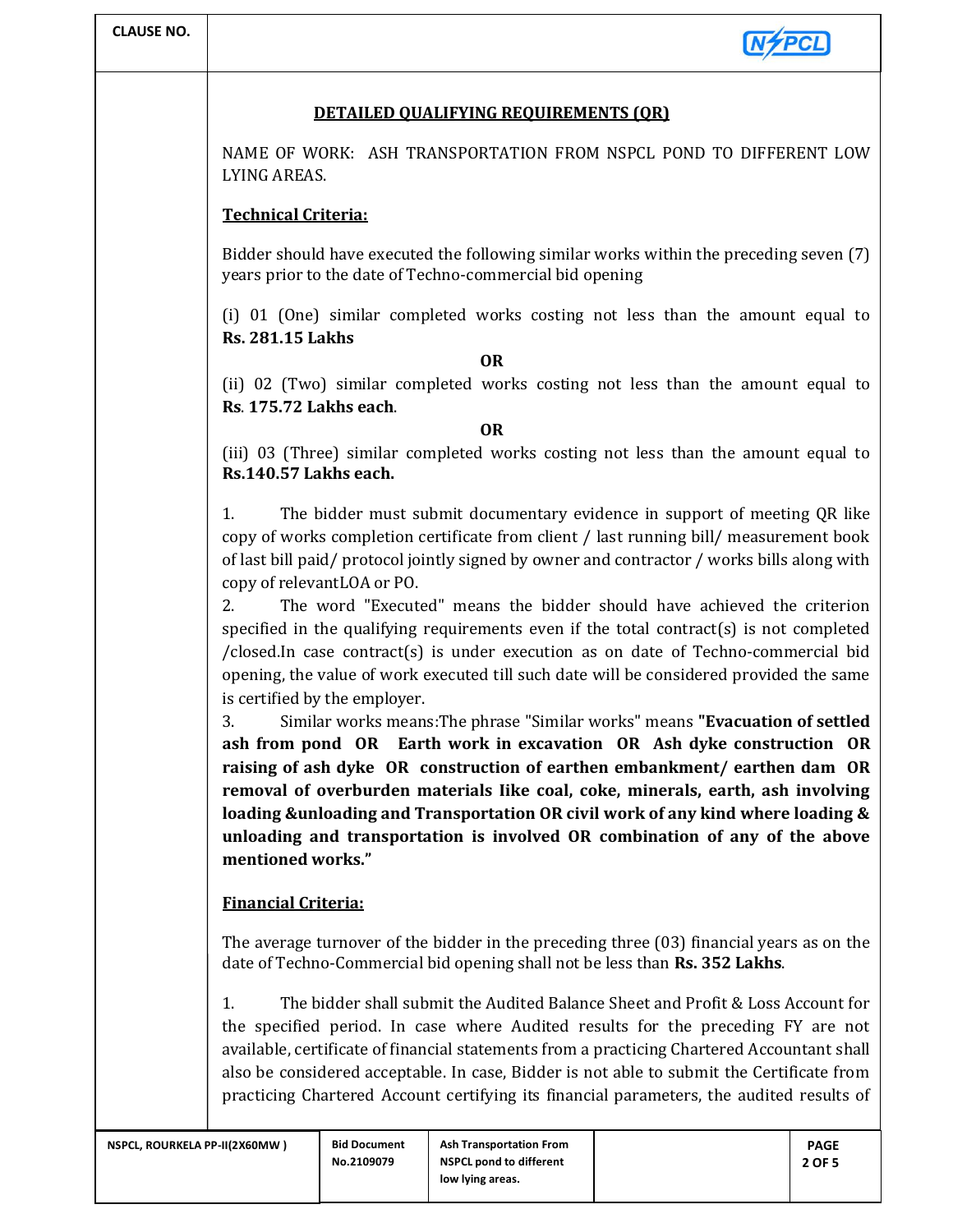## DETAILED QUALIFYING REQUIREMENTS (QR)

NAME OF WORK: ASH TRANSPORTATION FROM NSPCL POND TO DIFFERENT LOW LYING AREAS.

**Technical Criteria:**

Bidder should have executed the following similar works within the preceding seven (7) years prior to the date of Techno-commercial bid opening

(i) 01 (One) similar completed works costing not less than the amount equal to **Rs. 281.15 Lakhs**

**OR**

(ii) 02 (Two) similar completed works costing not less than the amount equal to **Rs. 175.72 Lakhs each**.

**OR**

(iii) 03 (Three) similar completed works costing not less than the amount equal to **Rs.140.57 Lakhs each.**

1. The bidder must submit documentary evidence in support of meeting QR like copy of works completion certificate from client / last running bill/ measurement book of last bill paid/ protocol jointly signed by owner and contractor / works bills along with copy of relevantLOA or PO.
2. The word "Executed" means the bidder should have achieved the criterion specified in the qualifying requirements even if the total contract(s) is not completed /closed.In case contract(s) is under execution as on date of Techno-commercial bid opening, the value of work executed till such date will be considered provided the same is certified by the employer.
3. Similar works means:The phrase "Similar works" means **"Evacuation of settled ash from pond OR Earth work in excavation OR Ash dyke construction OR raising of ash dyke OR construction of earthen embankment/ earthen dam OR removal of overburden materials like coal, coke, minerals, earth, ash involving loading &unloading and Transportation OR civil work of any kind where loading & unloading and transportation is involved OR combination of any of the above mentioned works."**

**Financial Criteria:**

The average turnover of the bidder in the preceding three (03) financial years as on the date of Techno-Commercial bid opening shall not be less than **Rs. 352 Lakhs**.

1. The bidder shall submit the Audited Balance Sheet and Profit & Loss Account for the specified period. In case where Audited results for the preceding FY are not available, certificate of financial statements from a practicing Chartered Accountant shall also be considered acceptable. In case, Bidder is not able to submit the Certificate from practicing Chartered Account certifying its financial parameters, the audited results of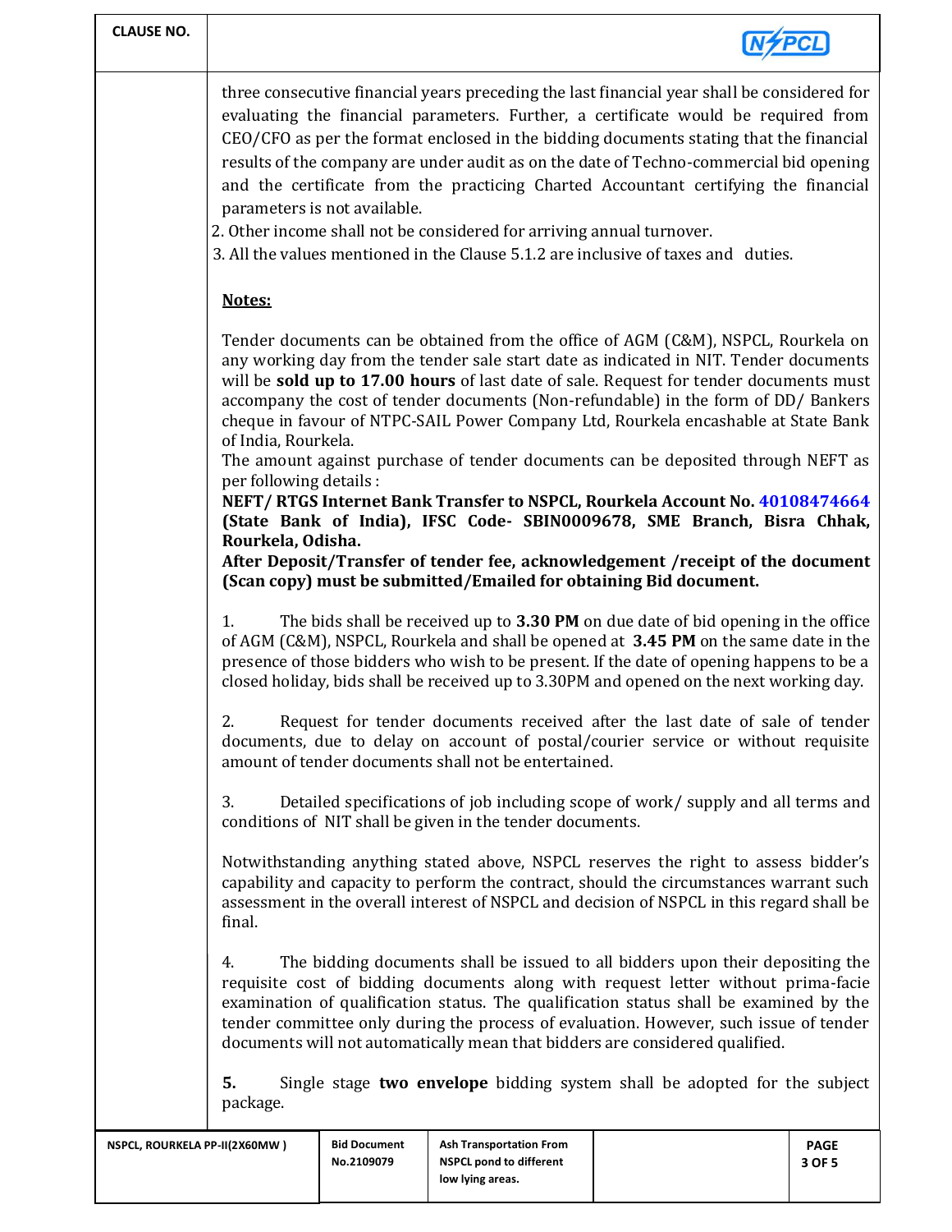three consecutive financial years preceding the last financial year shall be considered for evaluating the financial parameters. Further, a certificate would be required from CEO/CFO as per the format enclosed in the bidding documents stating that the financial results of the company are under audit as on the date of Techno-commercial bid opening and the certificate from the practicing Charted Accountant certifying the financial parameters is not available.

2. Other income shall not be considered for arriving annual turnover.
3. All the values mentioned in the Clause 5.1.2 are inclusive of taxes and duties.

**Notes:**

Tender documents can be obtained from the office of AGM (C&M), NSPCL, Rourkela on any working day from the tender sale start date as indicated in NIT. Tender documents will be **sold up to 17.00 hours** of last date of sale. Request for tender documents must accompany the cost of tender documents (Non-refundable) in the form of DD/ Bankers cheque in favour of NTPC-SAIL Power Company Ltd, Rourkela encashable at State Bank of India, Rourkela.

The amount against purchase of tender documents can be deposited through NEFT as per following details :

**NEFT/ RTGS Internet Bank Transfer to NSPCL, Rourkela Account No. 40108474664 (State Bank of India), IFSC Code- SBIN0009678, SME Branch, Bisra Chhak, Rourkela, Odisha.**

**After Deposit/Transfer of tender fee, acknowledgement /receipt of the document (Scan copy) must be submitted/Emailed for obtaining Bid document.**

1. The bids shall be received up to **3.30 PM** on due date of bid opening in the office of AGM (C&M), NSPCL, Rourkela and shall be opened at **3.45 PM** on the same date in the presence of those bidders who wish to be present. If the date of opening happens to be a closed holiday, bids shall be received up to 3.30PM and opened on the next working day.

2. Request for tender documents received after the last date of sale of tender documents, due to delay on account of postal/courier service or without requisite amount of tender documents shall not be entertained.

3. Detailed specifications of job including scope of work/ supply and all terms and conditions of NIT shall be given in the tender documents.

Notwithstanding anything stated above, NSPCL reserves the right to assess bidder's capability and capacity to perform the contract, should the circumstances warrant such assessment in the overall interest of NSPCL and decision of NSPCL in this regard shall be final.

4. The bidding documents shall be issued to all bidders upon their depositing the requisite cost of bidding documents along with request letter without prima-facie examination of qualification status. The qualification status shall be examined by the tender committee only during the process of evaluation. However, such issue of tender documents will not automatically mean that bidders are considered qualified.

**5.** Single stage **two envelope** bidding system shall be adopted for the subject package.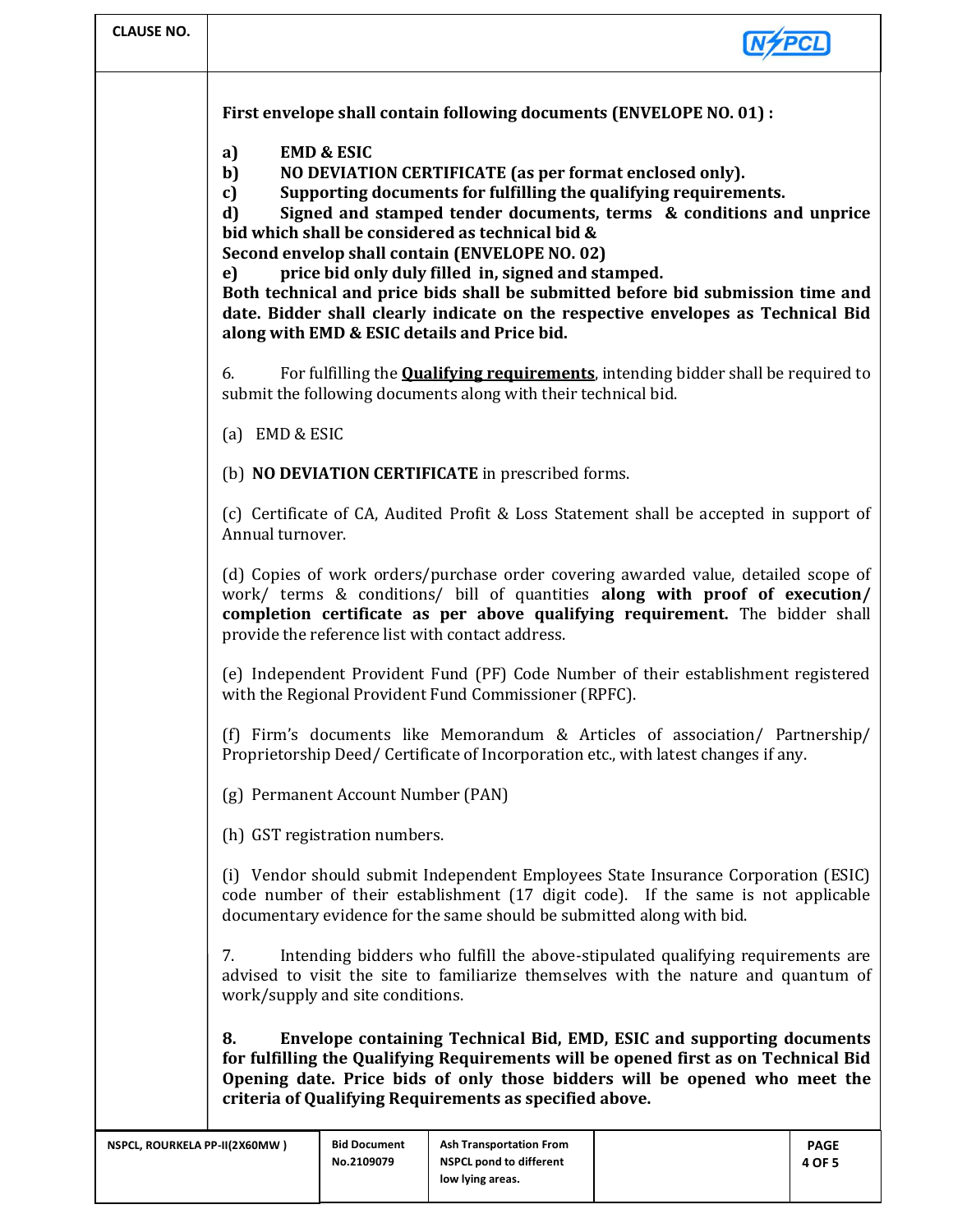**First envelope shall contain following documents (ENVELOPE NO. 01) :**

**a) EMD & ESIC**
**b) NO DEVIATION CERTIFICATE (as per format enclosed only).**
**c) Supporting documents for fulfilling the qualifying requirements.**
**d) Signed and stamped tender documents, terms & conditions and unprice bid which shall be considered as technical bid &**
**Second envelop shall contain (ENVELOPE NO. 02)**
**e) price bid only duly filled in, signed and stamped.**
**Both technical and price bids shall be submitted before bid submission time and date. Bidder shall clearly indicate on the respective envelopes as Technical Bid along with EMD & ESIC details and Price bid.**

6. For fulfilling the **Qualifying requirements**, intending bidder shall be required to submit the following documents along with their technical bid.

(a) EMD & ESIC

(b) **NO DEVIATION CERTIFICATE** in prescribed forms.

(c) Certificate of CA, Audited Profit & Loss Statement shall be accepted in support of Annual turnover.

(d) Copies of work orders/purchase order covering awarded value, detailed scope of work/ terms & conditions/ bill of quantities **along with proof of execution/ completion certificate as per above qualifying requirement.** The bidder shall provide the reference list with contact address.

(e) Independent Provident Fund (PF) Code Number of their establishment registered with the Regional Provident Fund Commissioner (RPFC).

(f) Firm's documents like Memorandum & Articles of association/ Partnership/ Proprietorship Deed/ Certificate of Incorporation etc., with latest changes if any.

(g) Permanent Account Number (PAN)

(h) GST registration numbers.

(i) Vendor should submit Independent Employees State Insurance Corporation (ESIC) code number of their establishment (17 digit code). If the same is not applicable documentary evidence for the same should be submitted along with bid.

7. Intending bidders who fulfill the above-stipulated qualifying requirements are advised to visit the site to familiarize themselves with the nature and quantum of work/supply and site conditions.

**8. Envelope containing Technical Bid, EMD, ESIC and supporting documents for fulfilling the Qualifying Requirements will be opened first as on Technical Bid Opening date. Price bids of only those bidders will be opened who meet the criteria of Qualifying Requirements as specified above.**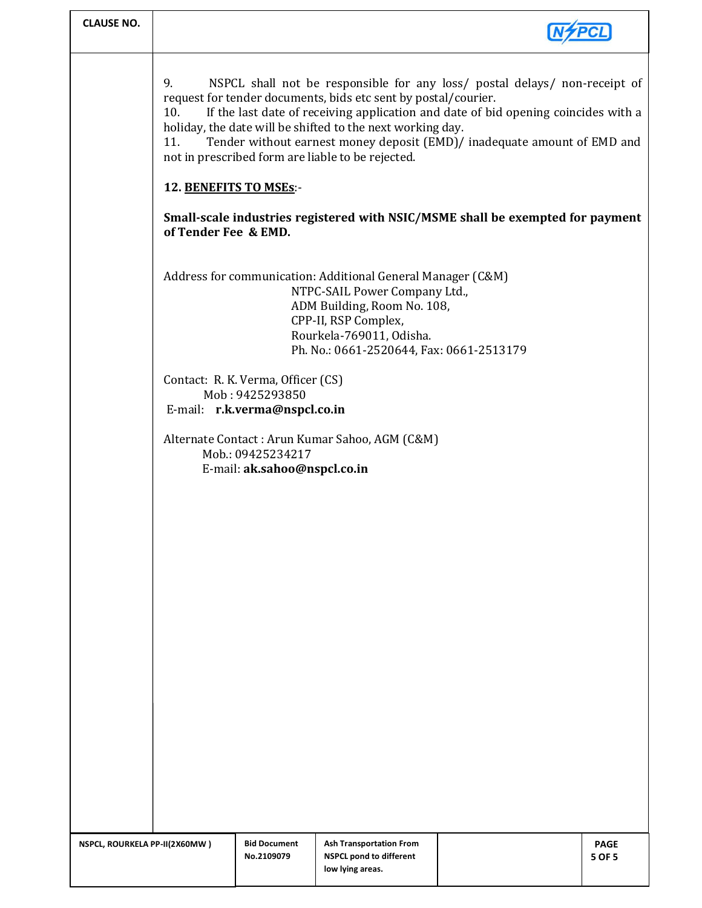9. NSPCL shall not be responsible for any loss/ postal delays/ non-receipt of request for tender documents, bids etc sent by postal/courier.

10. If the last date of receiving application and date of bid opening coincides with a holiday, the date will be shifted to the next working day.

11. Tender without earnest money deposit (EMD)/ inadequate amount of EMD and not in prescribed form are liable to be rejected.

**12. BENEFITS TO MSEs**:-

**Small-scale industries registered with NSIC/MSME shall be exempted for payment of Tender Fee & EMD.**

Address for communication: Additional General Manager (C&M)
NTPC-SAIL Power Company Ltd.,
ADM Building, Room No. 108,
CPP-II, RSP Complex,
Rourkela-769011, Odisha.
Ph. No.: 0661-2520644, Fax: 0661-2513179

Contact: R. K. Verma, Officer (CS)
Mob : 9425293850
E-mail: **r.k.verma@nspcl.co.in**

Alternate Contact : Arun Kumar Sahoo, AGM (C&M)
Mob.: 09425234217
E-mail: **ak.sahoo@nspcl.co.in**